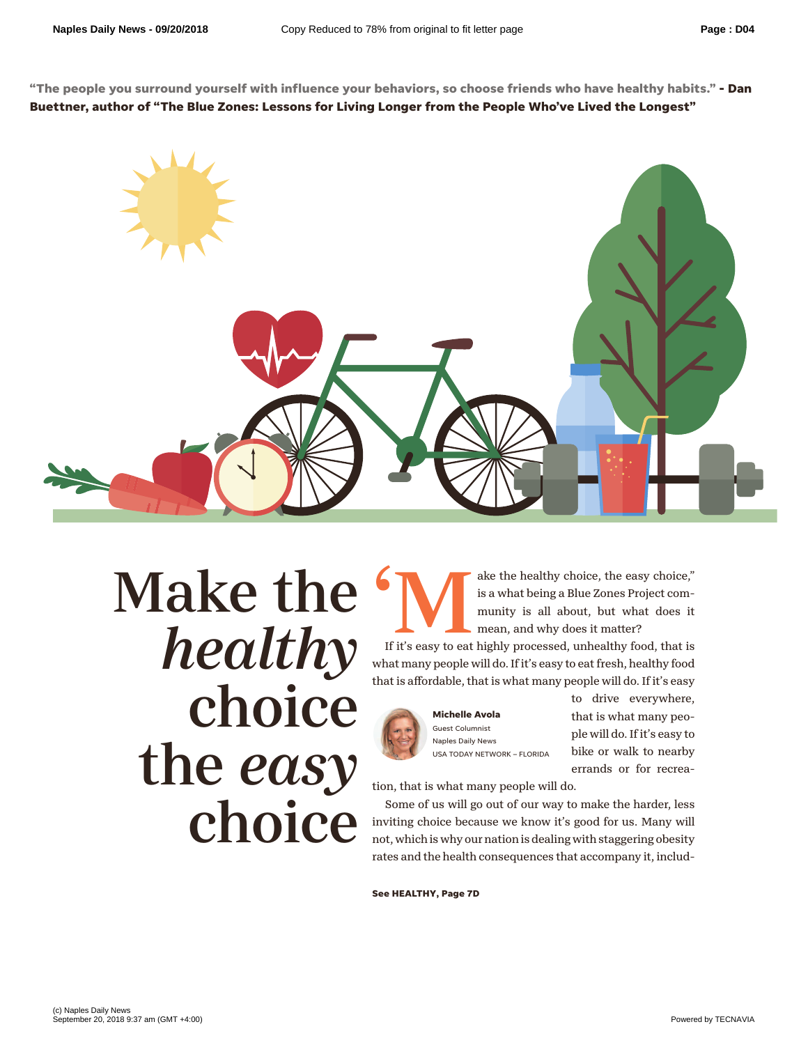"The people you surround yourself with influence your behaviors, so choose friends who have healthy habits." **- Dan Buettner, author of "The Blue Zones: Lessons for Living Longer from the People Who've Lived the Longest"**

# Make the *healthy* choice the *easy* choice

**Michelle Avola**
Guest Columnist
Naples Daily News
USA TODAY NETWORK – FLORIDA

'Make the healthy choice, the easy choice," is a what being a Blue Zones Project community is all about, but what does it mean, and why does it matter?

If it's easy to eat highly processed, unhealthy food, that is what many people will do. If it's easy to eat fresh, healthy food that is affordable, that is what many people will do. If it's easy to drive everywhere, that is what many people will do. If it's easy to bike or walk to nearby errands or for recreation, that is what many people will do.

Some of us will go out of our way to make the harder, less inviting choice because we know it's good for us. Many will not, which is why our nation is dealing with staggering obesity rates and the health consequences that accompany it, includ-

**See HEALTHY, Page 7D**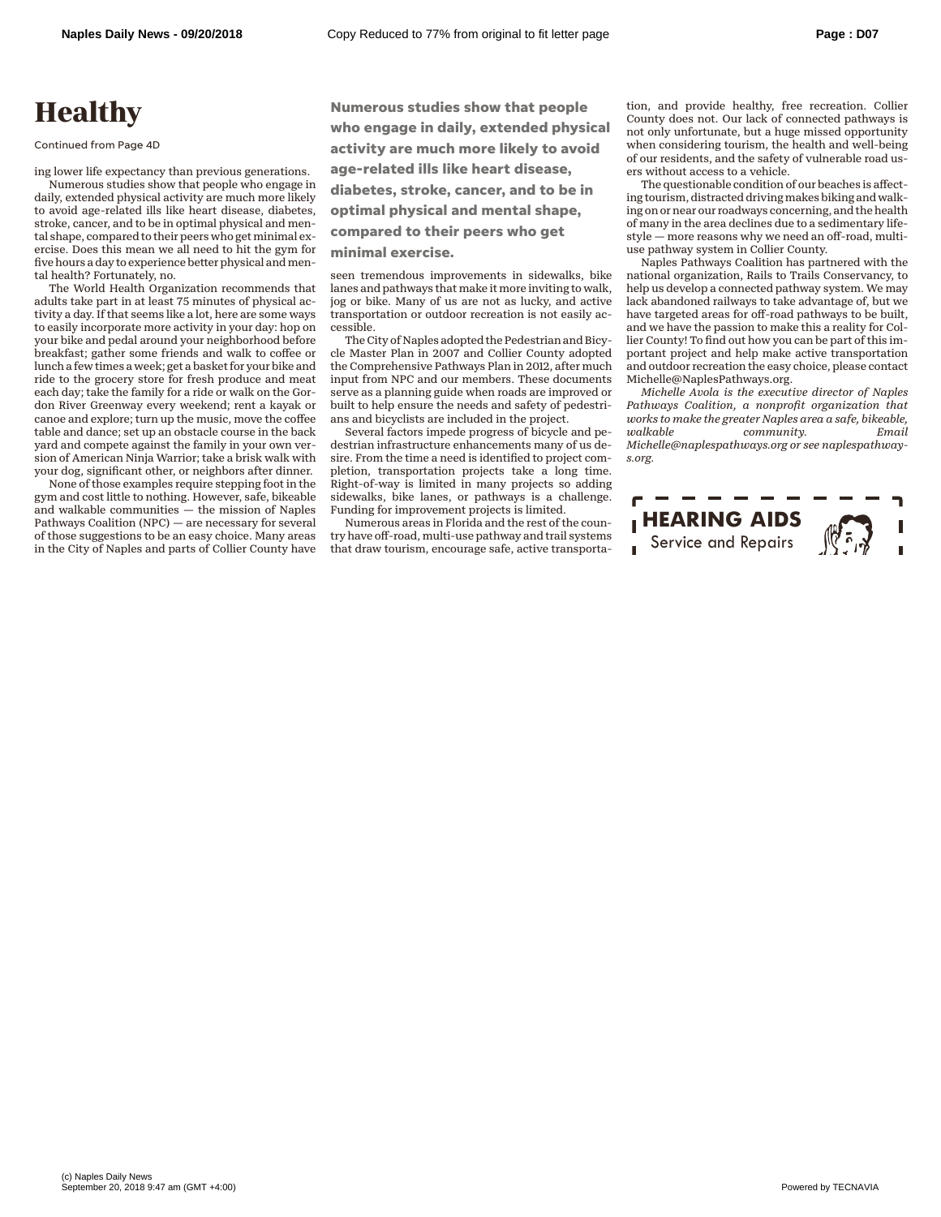# Healthy

Continued from Page 4D

ing lower life expectancy than previous generations.

Numerous studies show that people who engage in daily, extended physical activity are much more likely to avoid age-related ills like heart disease, diabetes, stroke, cancer, and to be in optimal physical and mental shape, compared to their peers who get minimal exercise. Does this mean we all need to hit the gym for five hours a day to experience better physical and mental health? Fortunately, no.

The World Health Organization recommends that adults take part in at least 75 minutes of physical activity a day. If that seems like a lot, here are some ways to easily incorporate more activity in your day: hop on your bike and pedal around your neighborhood before breakfast; gather some friends and walk to coffee or lunch a few times a week; get a basket for your bike and ride to the grocery store for fresh produce and meat each day; take the family for a ride or walk on the Gordon River Greenway every weekend; rent a kayak or canoe and explore; turn up the music, move the coffee table and dance; set up an obstacle course in the back yard and compete against the family in your own version of American Ninja Warrior; take a brisk walk with your dog, significant other, or neighbors after dinner.

None of those examples require stepping foot in the gym and cost little to nothing. However, safe, bikeable and walkable communities — the mission of Naples Pathways Coalition (NPC) — are necessary for several of those suggestions to be an easy choice. Many areas in the City of Naples and parts of Collier County have

**Numerous studies show that people who engage in daily, extended physical activity are much more likely to avoid age-related ills like heart disease, diabetes, stroke, cancer, and to be in optimal physical and mental shape, compared to their peers who get minimal exercise.**

seen tremendous improvements in sidewalks, bike lanes and pathways that make it more inviting to walk, jog or bike. Many of us are not as lucky, and active transportation or outdoor recreation is not easily accessible.

The City of Naples adopted the Pedestrian and Bicycle Master Plan in 2007 and Collier County adopted the Comprehensive Pathways Plan in 2012, after much input from NPC and our members. These documents serve as a planning guide when roads are improved or built to help ensure the needs and safety of pedestrians and bicyclists are included in the project.

Several factors impede progress of bicycle and pedestrian infrastructure enhancements many of us desire. From the time a need is identified to project completion, transportation projects take a long time. Right-of-way is limited in many projects so adding sidewalks, bike lanes, or pathways is a challenge. Funding for improvement projects is limited.

Numerous areas in Florida and the rest of the country have off-road, multi-use pathway and trail systems that draw tourism, encourage safe, active transportation, and provide healthy, free recreation. Collier County does not. Our lack of connected pathways is not only unfortunate, but a huge missed opportunity when considering tourism, the health and well-being of our residents, and the safety of vulnerable road users without access to a vehicle.

The questionable condition of our beaches is affecting tourism, distracted driving makes biking and walking on or near our roadways concerning, and the health of many in the area declines due to a sedimentary lifestyle — more reasons why we need an off-road, multi-use pathway system in Collier County.

Naples Pathways Coalition has partnered with the national organization, Rails to Trails Conservancy, to help us develop a connected pathway system. We may lack abandoned railways to take advantage of, but we have targeted areas for off-road pathways to be built, and we have the passion to make this a reality for Collier County! To find out how you can be part of this important project and help make active transportation and outdoor recreation the easy choice, please contact Michelle@NaplesPathways.org.

*Michelle Avola is the executive director of Naples Pathways Coalition, a nonprofit organization that works to make the greater Naples area a safe, bikeable, walkable community. Email Michelle@naplespathways.org or see naplespathways.org.*

**HEARING AIDS**
Service and Repairs